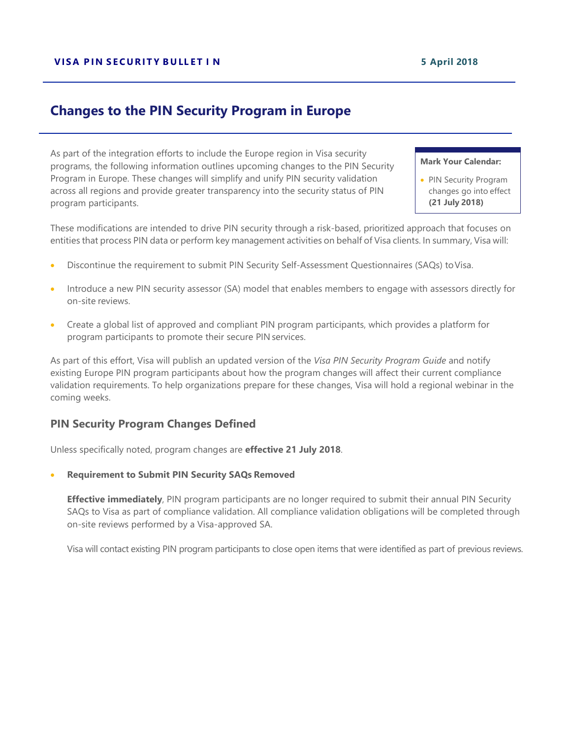**VISA PIN SECURITY BULLETIN** **5 April 2018**

# Changes to the PIN Security Program in Europe

As part of the integration efforts to include the Europe region in Visa security programs, the following information outlines upcoming changes to the PIN Security Program in Europe. These changes will simplify and unify PIN security validation across all regions and provide greater transparency into the security status of PIN program participants.

**Mark Your Calendar:**

- PIN Security Program changes go into effect **(21 July 2018)**

These modifications are intended to drive PIN security through a risk-based, prioritized approach that focuses on entities that process PIN data or perform key management activities on behalf of Visa clients. In summary, Visa will:

- Discontinue the requirement to submit PIN Security Self-Assessment Questionnaires (SAQs) to Visa.
- Introduce a new PIN security assessor (SA) model that enables members to engage with assessors directly for on-site reviews.
- Create a global list of approved and compliant PIN program participants, which provides a platform for program participants to promote their secure PIN services.

As part of this effort, Visa will publish an updated version of the *Visa PIN Security Program Guide* and notify existing Europe PIN program participants about how the program changes will affect their current compliance validation requirements. To help organizations prepare for these changes, Visa will hold a regional webinar in the coming weeks.

## PIN Security Program Changes Defined

Unless specifically noted, program changes are **effective 21 July 2018**.

- **Requirement to Submit PIN Security SAQs Removed**

  **Effective immediately**, PIN program participants are no longer required to submit their annual PIN Security SAQs to Visa as part of compliance validation. All compliance validation obligations will be completed through on-site reviews performed by a Visa-approved SA.

  Visa will contact existing PIN program participants to close open items that were identified as part of previous reviews.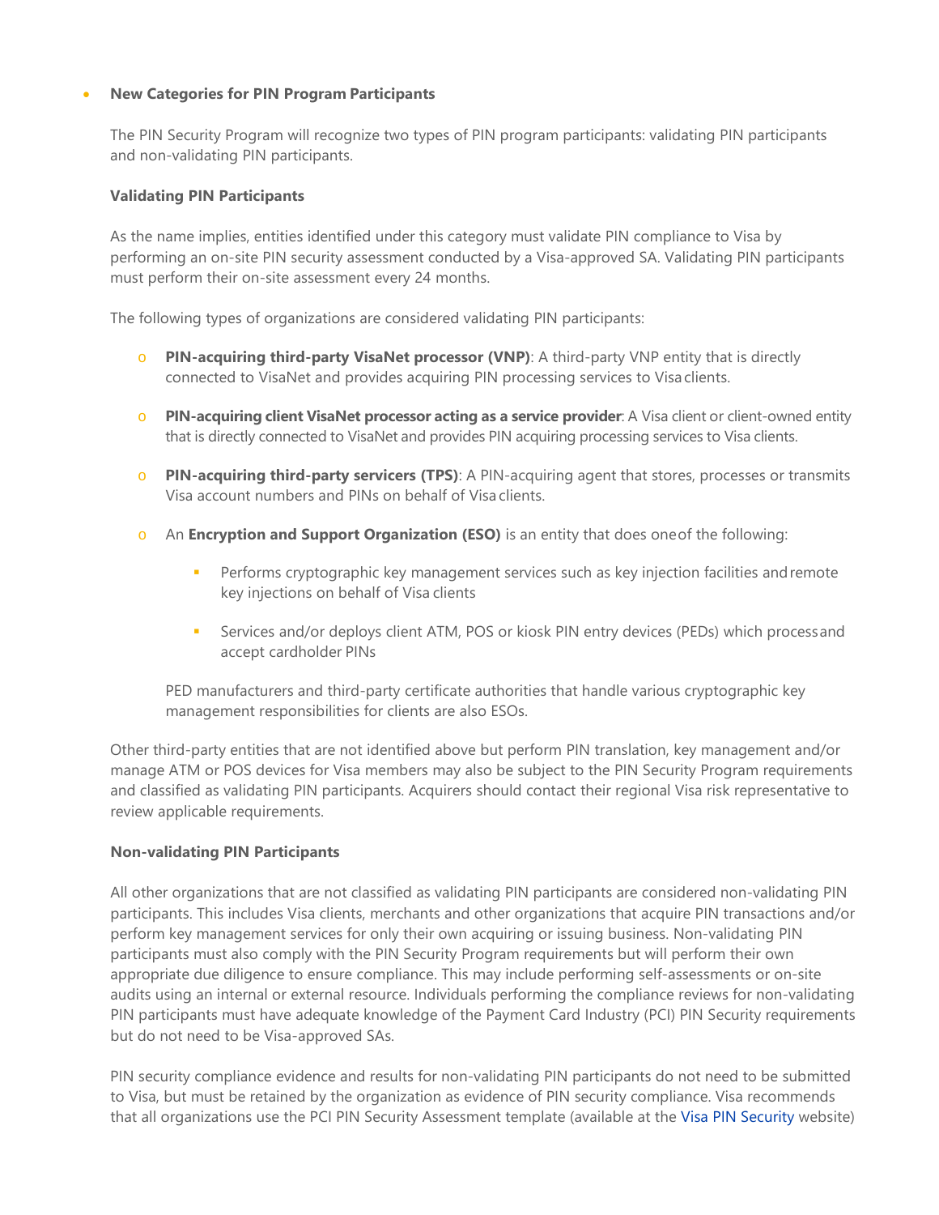- **New Categories for PIN Program Participants**

  The PIN Security Program will recognize two types of PIN program participants: validating PIN participants and non-validating PIN participants.

  **Validating PIN Participants**

  As the name implies, entities identified under this category must validate PIN compliance to Visa by performing an on-site PIN security assessment conducted by a Visa-approved SA. Validating PIN participants must perform their on-site assessment every 24 months.

  The following types of organizations are considered validating PIN participants:

  - **PIN-acquiring third-party VisaNet processor (VNP)**: A third-party VNP entity that is directly connected to VisaNet and provides acquiring PIN processing services to Visa clients.
  - **PIN-acquiring client VisaNet processor acting as a service provider**: A Visa client or client-owned entity that is directly connected to VisaNet and provides PIN acquiring processing services to Visa clients.
  - **PIN-acquiring third-party servicers (TPS)**: A PIN-acquiring agent that stores, processes or transmits Visa account numbers and PINs on behalf of Visa clients.
  - An **Encryption and Support Organization (ESO)** is an entity that does one of the following:
    - Performs cryptographic key management services such as key injection facilities and remote key injections on behalf of Visa clients
    - Services and/or deploys client ATM, POS or kiosk PIN entry devices (PEDs) which process and accept cardholder PINs

    PED manufacturers and third-party certificate authorities that handle various cryptographic key management responsibilities for clients are also ESOs.

  Other third-party entities that are not identified above but perform PIN translation, key management and/or manage ATM or POS devices for Visa members may also be subject to the PIN Security Program requirements and classified as validating PIN participants. Acquirers should contact their regional Visa risk representative to review applicable requirements.

  **Non-validating PIN Participants**

  All other organizations that are not classified as validating PIN participants are considered non-validating PIN participants. This includes Visa clients, merchants and other organizations that acquire PIN transactions and/or perform key management services for only their own acquiring or issuing business. Non-validating PIN participants must also comply with the PIN Security Program requirements but will perform their own appropriate due diligence to ensure compliance. This may include performing self-assessments or on-site audits using an internal or external resource. Individuals performing the compliance reviews for non-validating PIN participants must have adequate knowledge of the Payment Card Industry (PCI) PIN Security requirements but do not need to be Visa-approved SAs.

  PIN security compliance evidence and results for non-validating PIN participants do not need to be submitted to Visa, but must be retained by the organization as evidence of PIN security compliance. Visa recommends that all organizations use the PCI PIN Security Assessment template (available at the Visa PIN Security website)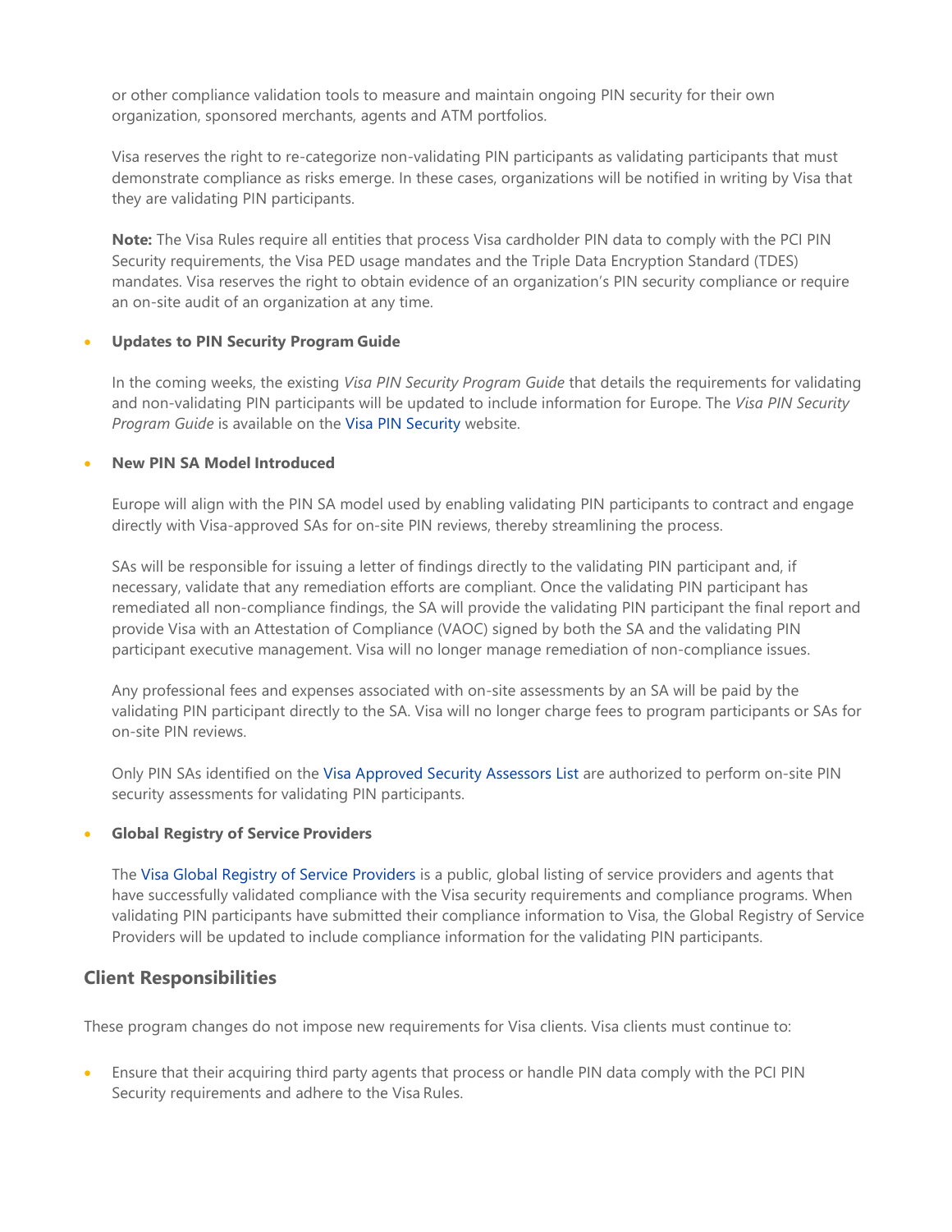or other compliance validation tools to measure and maintain ongoing PIN security for their own organization, sponsored merchants, agents and ATM portfolios.

Visa reserves the right to re-categorize non-validating PIN participants as validating participants that must demonstrate compliance as risks emerge. In these cases, organizations will be notified in writing by Visa that they are validating PIN participants.

**Note:** The Visa Rules require all entities that process Visa cardholder PIN data to comply with the PCI PIN Security requirements, the Visa PED usage mandates and the Triple Data Encryption Standard (TDES) mandates. Visa reserves the right to obtain evidence of an organization's PIN security compliance or require an on-site audit of an organization at any time.

- **Updates to PIN Security Program Guide**

  In the coming weeks, the existing *Visa PIN Security Program Guide* that details the requirements for validating and non-validating PIN participants will be updated to include information for Europe. The *Visa PIN Security Program Guide* is available on the Visa PIN Security website.

- **New PIN SA Model Introduced**

  Europe will align with the PIN SA model used by enabling validating PIN participants to contract and engage directly with Visa-approved SAs for on-site PIN reviews, thereby streamlining the process.

  SAs will be responsible for issuing a letter of findings directly to the validating PIN participant and, if necessary, validate that any remediation efforts are compliant. Once the validating PIN participant has remediated all non-compliance findings, the SA will provide the validating PIN participant the final report and provide Visa with an Attestation of Compliance (VAOC) signed by both the SA and the validating PIN participant executive management. Visa will no longer manage remediation of non-compliance issues.

  Any professional fees and expenses associated with on-site assessments by an SA will be paid by the validating PIN participant directly to the SA. Visa will no longer charge fees to program participants or SAs for on-site PIN reviews.

  Only PIN SAs identified on the Visa Approved Security Assessors List are authorized to perform on-site PIN security assessments for validating PIN participants.

- **Global Registry of Service Providers**

  The Visa Global Registry of Service Providers is a public, global listing of service providers and agents that have successfully validated compliance with the Visa security requirements and compliance programs. When validating PIN participants have submitted their compliance information to Visa, the Global Registry of Service Providers will be updated to include compliance information for the validating PIN participants.

## Client Responsibilities

These program changes do not impose new requirements for Visa clients. Visa clients must continue to:

- Ensure that their acquiring third party agents that process or handle PIN data comply with the PCI PIN Security requirements and adhere to the Visa Rules.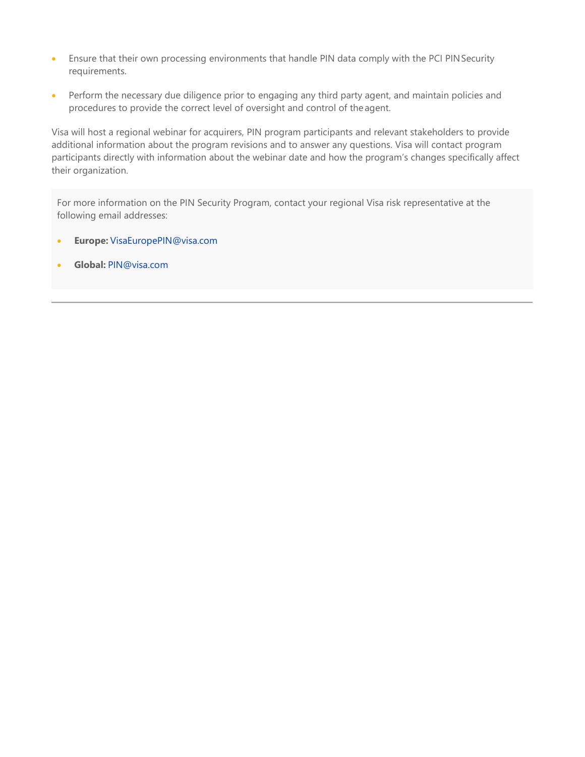- Ensure that their own processing environments that handle PIN data comply with the PCI PIN Security requirements.
- Perform the necessary due diligence prior to engaging any third party agent, and maintain policies and procedures to provide the correct level of oversight and control of the agent.

Visa will host a regional webinar for acquirers, PIN program participants and relevant stakeholders to provide additional information about the program revisions and to answer any questions. Visa will contact program participants directly with information about the webinar date and how the program's changes specifically affect their organization.

For more information on the PIN Security Program, contact your regional Visa risk representative at the following email addresses:

- **Europe:** VisaEuropePIN@visa.com
- **Global:** PIN@visa.com

---